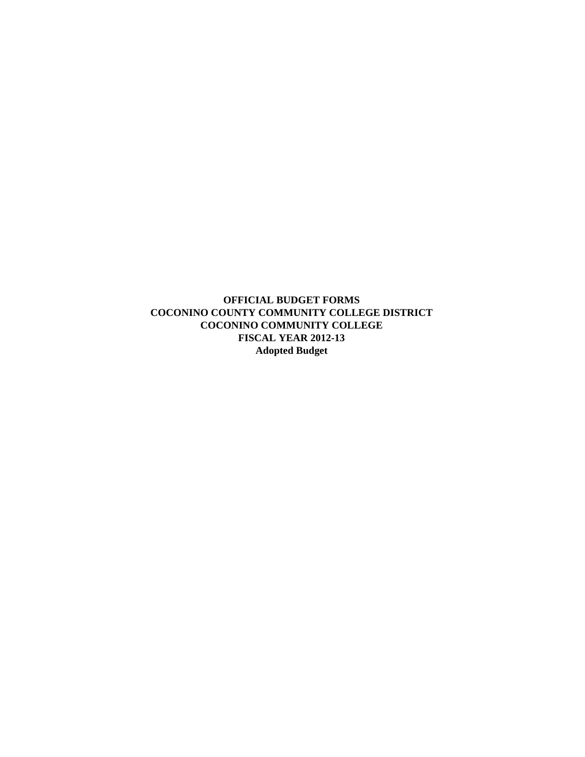**OFFICIAL BUDGET FORMS**
**COCONINO COUNTY COMMUNITY COLLEGE DISTRICT**
**COCONINO COMMUNITY COLLEGE**
**FISCAL YEAR 2012-13**
**Adopted Budget**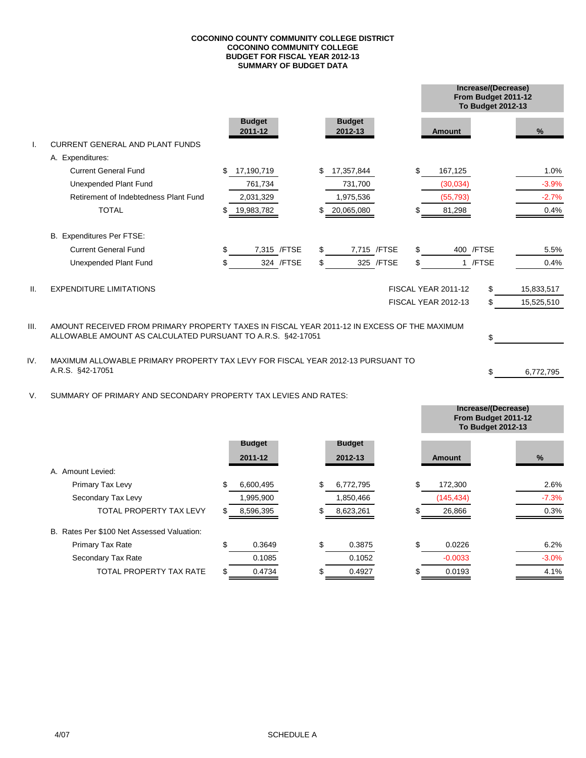**COCONINO COUNTY COMMUNITY COLLEGE DISTRICT**
**COCONINO COMMUNITY COLLEGE**
**BUDGET FOR FISCAL YEAR 2012-13**
**SUMMARY OF BUDGET DATA**

| | | Budget 2011-12 | Budget 2012-13 | Increase/(Decrease) From Budget 2011-12 To Budget 2012-13 Amount | % |
|---|---|---|---|---|---|
| I. | CURRENT GENERAL AND PLANT FUNDS | | | | |
| | A. Expenditures: | | | | |
| | Current General Fund | $ 17,190,719 | $ 17,357,844 | $ 167,125 | 1.0% |
| | Unexpended Plant Fund | 761,734 | 731,700 | (30,034) | -3.9% |
| | Retirement of Indebtedness Plant Fund | 2,031,329 | 1,975,536 | (55,793) | -2.7% |
| | TOTAL | $ 19,983,782 | $ 20,065,080 | $ 81,298 | 0.4% |
| | B. Expenditures Per FTSE: | | | | |
| | Current General Fund | $ 7,315 /FTSE | $ 7,715 /FTSE | $ 400 /FTSE | 5.5% |
| | Unexpended Plant Fund | $ 324 /FTSE | $ 325 /FTSE | $ 1 /FTSE | 0.4% |

II. EXPENDITURE LIMITATIONS

| | |
|---|---|
| FISCAL YEAR 2011-12 | $ 15,833,517 |
| FISCAL YEAR 2012-13 | $ 15,525,510 |

III. AMOUNT RECEIVED FROM PRIMARY PROPERTY TAXES IN FISCAL YEAR 2011-12 IN EXCESS OF THE MAXIMUM ALLOWABLE AMOUNT AS CALCULATED PURSUANT TO A.R.S. §42-17051 $ \_\_\_\_\_\_\_\_

IV. MAXIMUM ALLOWABLE PRIMARY PROPERTY TAX LEVY FOR FISCAL YEAR 2012-13 PURSUANT TO A.R.S. §42-17051 $ 6,772,795

V. SUMMARY OF PRIMARY AND SECONDARY PROPERTY TAX LEVIES AND RATES:

| | Budget 2011-12 | Budget 2012-13 | Increase/(Decrease) From Budget 2011-12 To Budget 2012-13 Amount | % |
|---|---|---|---|---|
| A. Amount Levied: | | | | |
| Primary Tax Levy | $ 6,600,495 | $ 6,772,795 | $ 172,300 | 2.6% |
| Secondary Tax Levy | 1,995,900 | 1,850,466 | (145,434) | -7.3% |
| TOTAL PROPERTY TAX LEVY | $ 8,596,395 | $ 8,623,261 | $ 26,866 | 0.3% |
| B. Rates Per $100 Net Assessed Valuation: | | | | |
| Primary Tax Rate | $ 0.3649 | $ 0.3875 | $ 0.0226 | 6.2% |
| Secondary Tax Rate | 0.1085 | 0.1052 | -0.0033 | -3.0% |
| TOTAL PROPERTY TAX RATE | $ 0.4734 | $ 0.4927 | $ 0.0193 | 4.1% |

4/07

SCHEDULE A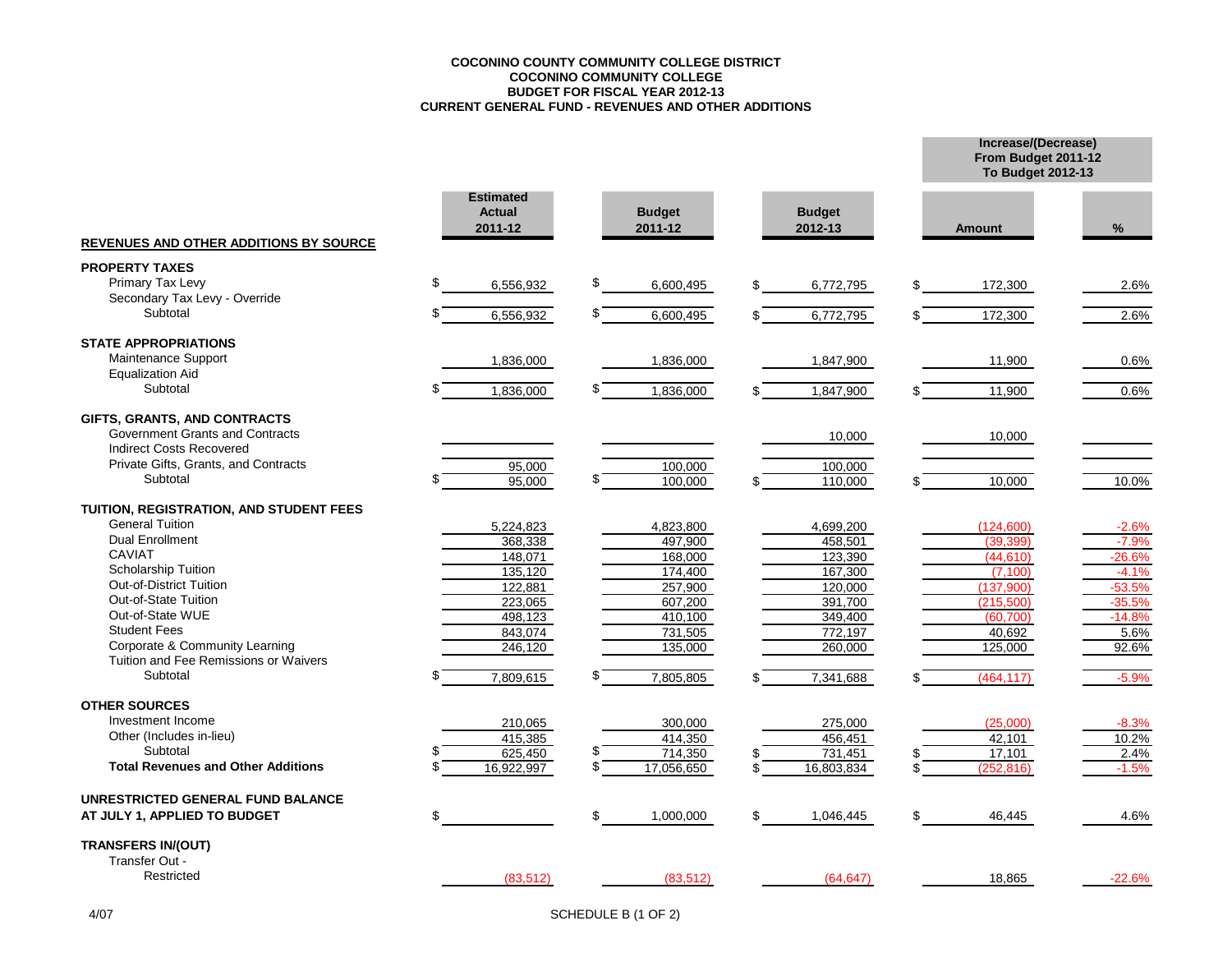**COCONINO COUNTY COMMUNITY COLLEGE DISTRICT**
**COCONINO COMMUNITY COLLEGE**
**BUDGET FOR FISCAL YEAR 2012-13**
**CURRENT GENERAL FUND - REVENUES AND OTHER ADDITIONS**

| REVENUES AND OTHER ADDITIONS BY SOURCE | Estimated Actual 2011-12 | Budget 2011-12 | Budget 2012-13 | Increase/(Decrease) From Budget 2011-12 To Budget 2012-13 | |
|---|---|---|---|---|---|
| | | | | Amount | % |
| **PROPERTY TAXES** | | | | | |
| Primary Tax Levy | $ 6,556,932 | $ 6,600,495 | $ 6,772,795 | $ 172,300 | 2.6% |
| Secondary Tax Levy - Override | | | | | |
| Subtotal | $ 6,556,932 | $ 6,600,495 | $ 6,772,795 | $ 172,300 | 2.6% |
| **STATE APPROPRIATIONS** | | | | | |
| Maintenance Support | 1,836,000 | 1,836,000 | 1,847,900 | 11,900 | 0.6% |
| Equalization Aid | | | | | |
| Subtotal | $ 1,836,000 | $ 1,836,000 | $ 1,847,900 | $ 11,900 | 0.6% |
| **GIFTS, GRANTS, AND CONTRACTS** | | | | | |
| Government Grants and Contracts | | | 10,000 | 10,000 | |
| Indirect Costs Recovered | | | | | |
| Private Gifts, Grants, and Contracts | 95,000 | 100,000 | 100,000 | | |
| Subtotal | $ 95,000 | $ 100,000 | $ 110,000 | $ 10,000 | 10.0% |
| **TUITION, REGISTRATION, AND STUDENT FEES** | | | | | |
| General Tuition | 5,224,823 | 4,823,800 | 4,699,200 | (124,600) | -2.6% |
| Dual Enrollment | 368,338 | 497,900 | 458,501 | (39,399) | -7.9% |
| CAVIAT | 148,071 | 168,000 | 123,390 | (44,610) | -26.6% |
| Scholarship Tuition | 135,120 | 174,400 | 167,300 | (7,100) | -4.1% |
| Out-of-District Tuition | 122,881 | 257,900 | 120,000 | (137,900) | -53.5% |
| Out-of-State Tuition | 223,065 | 607,200 | 391,700 | (215,500) | -35.5% |
| Out-of-State WUE | 498,123 | 410,100 | 349,400 | (60,700) | -14.8% |
| Student Fees | 843,074 | 731,505 | 772,197 | 40,692 | 5.6% |
| Corporate & Community Learning | 246,120 | 135,000 | 260,000 | 125,000 | 92.6% |
| Tuition and Fee Remissions or Waivers | | | | | |
| Subtotal | $ 7,809,615 | $ 7,805,805 | $ 7,341,688 | $ (464,117) | -5.9% |
| **OTHER SOURCES** | | | | | |
| Investment Income | 210,065 | 300,000 | 275,000 | (25,000) | -8.3% |
| Other (Includes in-lieu) | 415,385 | 414,350 | 456,451 | 42,101 | 10.2% |
| Subtotal | $ 625,450 | $ 714,350 | $ 731,451 | $ 17,101 | 2.4% |
| **Total Revenues and Other Additions** | $ 16,922,997 | $ 17,056,650 | $ 16,803,834 | $ (252,816) | -1.5% |
| **UNRESTRICTED GENERAL FUND BALANCE AT JULY 1, APPLIED TO BUDGET** | $ | $ 1,000,000 | $ 1,046,445 | $ 46,445 | 4.6% |
| **TRANSFERS IN/(OUT)** | | | | | |
| Transfer Out - Restricted | (83,512) | (83,512) | (64,647) | 18,865 | -22.6% |

4/07

SCHEDULE B (1 OF 2)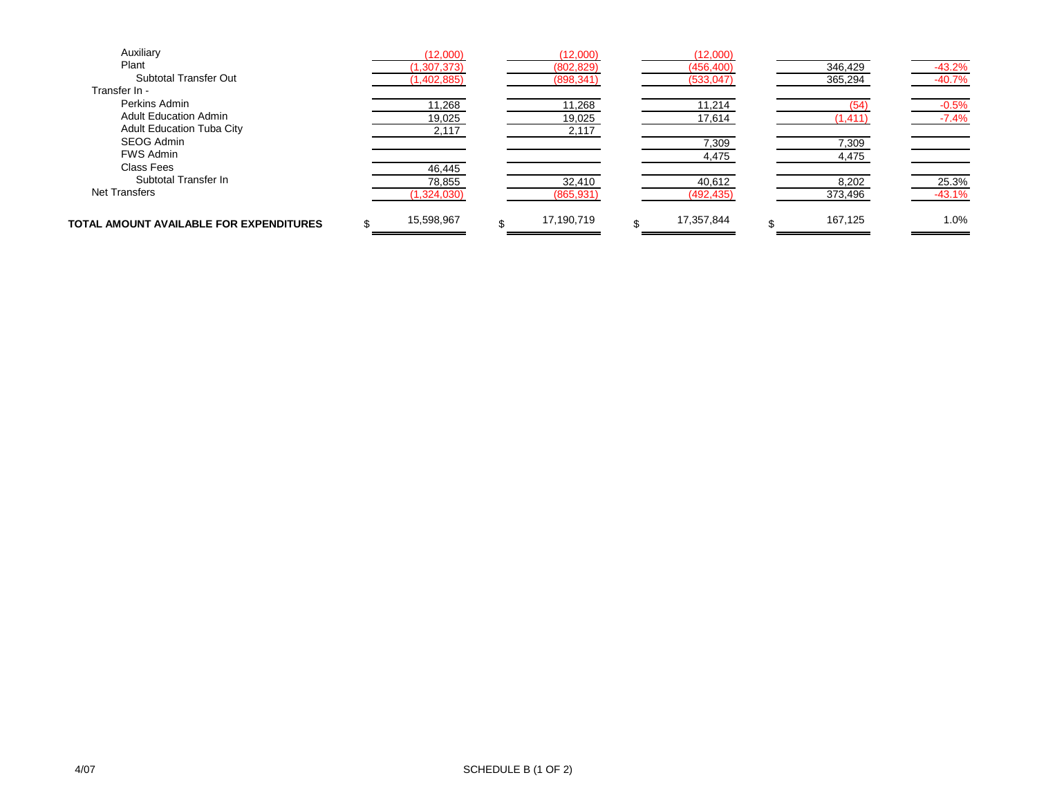| | | | | | |
|---|---|---|---|---|---|
| Auxiliary | (12,000) | (12,000) | (12,000) | | |
| Plant | (1,307,373) | (802,829) | (456,400) | 346,429 | -43.2% |
| Subtotal Transfer Out | (1,402,885) | (898,341) | (533,047) | 365,294 | -40.7% |
| Transfer In - | | | | | |
| Perkins Admin | 11,268 | 11,268 | 11,214 | (54) | -0.5% |
| Adult Education Admin | 19,025 | 19,025 | 17,614 | (1,411) | -7.4% |
| Adult Education Tuba City | 2,117 | 2,117 | | | |
| SEOG Admin | | | 7,309 | 7,309 | |
| FWS Admin | | | 4,475 | 4,475 | |
| Class Fees | 46,445 | | | | |
| Subtotal Transfer In | 78,855 | 32,410 | 40,612 | 8,202 | 25.3% |
| Net Transfers | (1,324,030) | (865,931) | (492,435) | 373,496 | -43.1% |
| **TOTAL AMOUNT AVAILABLE FOR EXPENDITURES** | $ 15,598,967 | $ 17,190,719 | $ 17,357,844 | $ 167,125 | 1.0% |

4/07

SCHEDULE B (1 OF 2)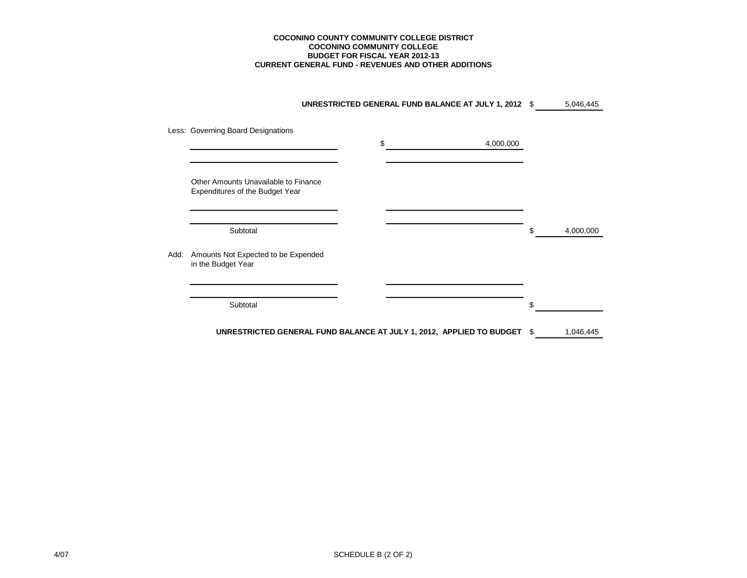**COCONINO COUNTY COMMUNITY COLLEGE DISTRICT**
**COCONINO COMMUNITY COLLEGE**
**BUDGET FOR FISCAL YEAR 2012-13**
**CURRENT GENERAL FUND - REVENUES AND OTHER ADDITIONS**

| | | |
|---|---|---|
| **UNRESTRICTED GENERAL FUND BALANCE AT JULY 1, 2012** | | $ 5,046,445 |
| Less: Governing Board Designations | | |
| | $ 4,000,000 | |
| | | |
| Other Amounts Unavailable to Finance Expenditures of the Budget Year | | |
| | | |
| | | |
| Subtotal | | $ 4,000,000 |
| Add: Amounts Not Expected to be Expended in the Budget Year | | |
| | | |
| Subtotal | | $ |
| **UNRESTRICTED GENERAL FUND BALANCE AT JULY 1, 2012, APPLIED TO BUDGET** | | $ 1,046,445 |

4/07

SCHEDULE B (2 OF 2)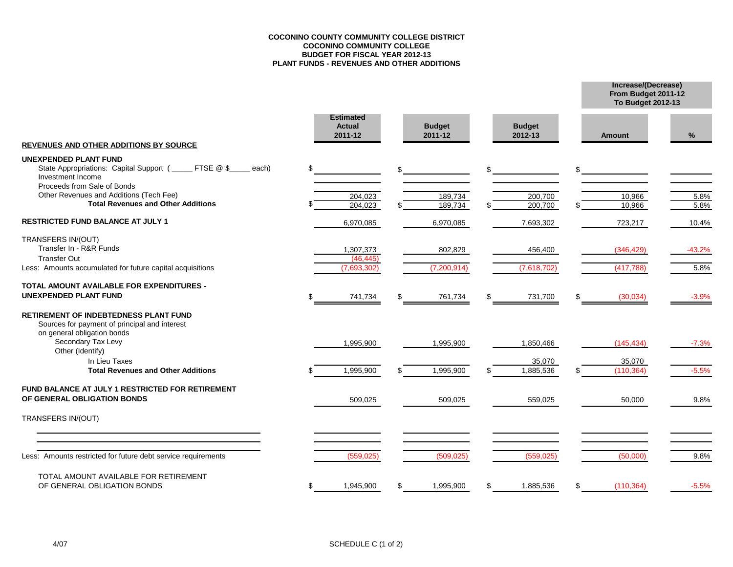**COCONINO COUNTY COMMUNITY COLLEGE DISTRICT**
**COCONINO COMMUNITY COLLEGE**
**BUDGET FOR FISCAL YEAR 2012-13**
**PLANT FUNDS - REVENUES AND OTHER ADDITIONS**

| REVENUES AND OTHER ADDITIONS BY SOURCE | Estimated Actual 2011-12 | Budget 2011-12 | Budget 2012-13 | Increase/(Decrease) From Budget 2011-12 To Budget 2012-13 | |
|---|---|---|---|---|---|
| | | | | **Amount** | **%** |
| **UNEXPENDED PLANT FUND** | | | | | |
| State Appropriations: Capital Support ( _____ FTSE @ $_____ each) | $ | $ | $ | $ | |
| Investment Income | | | | | |
| Proceeds from Sale of Bonds | | | | | |
| Other Revenues and Additions (Tech Fee) | 204,023 | 189,734 | 200,700 | 10,966 | 5.8% |
| **Total Revenues and Other Additions** | $ 204,023 | $ 189,734 | $ 200,700 | $ 10,966 | 5.8% |
| **RESTRICTED FUND BALANCE AT JULY 1** | 6,970,085 | 6,970,085 | 7,693,302 | 723,217 | 10.4% |
| TRANSFERS IN/(OUT) | | | | | |
| Transfer In - R&R Funds | 1,307,373 | 802,829 | 456,400 | (346,429) | -43.2% |
| Transfer Out | (46,445) | | | | |
| Less: Amounts accumulated for future capital acquisitions | (7,693,302) | (7,200,914) | (7,618,702) | (417,788) | 5.8% |
| **TOTAL AMOUNT AVAILABLE FOR EXPENDITURES - UNEXPENDED PLANT FUND** | $ 741,734 | $ 761,734 | $ 731,700 | $ (30,034) | -3.9% |
| **RETIREMENT OF INDEBTEDNESS PLANT FUND** | | | | | |
| Sources for payment of principal and interest on general obligation bonds | | | | | |
| Secondary Tax Levy | 1,995,900 | 1,995,900 | 1,850,466 | (145,434) | -7.3% |
| Other (Identify) | | | | | |
| In Lieu Taxes | | | 35,070 | 35,070 | |
| **Total Revenues and Other Additions** | $ 1,995,900 | $ 1,995,900 | $ 1,885,536 | $ (110,364) | -5.5% |
| **FUND BALANCE AT JULY 1 RESTRICTED FOR RETIREMENT OF GENERAL OBLIGATION BONDS** | 509,025 | 509,025 | 559,025 | 50,000 | 9.8% |
| TRANSFERS IN/(OUT) | | | | | |
| | | | | | |
| | | | | | |
| Less: Amounts restricted for future debt service requirements | (559,025) | (509,025) | (559,025) | (50,000) | 9.8% |
| TOTAL AMOUNT AVAILABLE FOR RETIREMENT OF GENERAL OBLIGATION BONDS | $ 1,945,900 | $ 1,995,900 | $ 1,885,536 | $ (110,364) | -5.5% |

4/07

SCHEDULE C (1 of 2)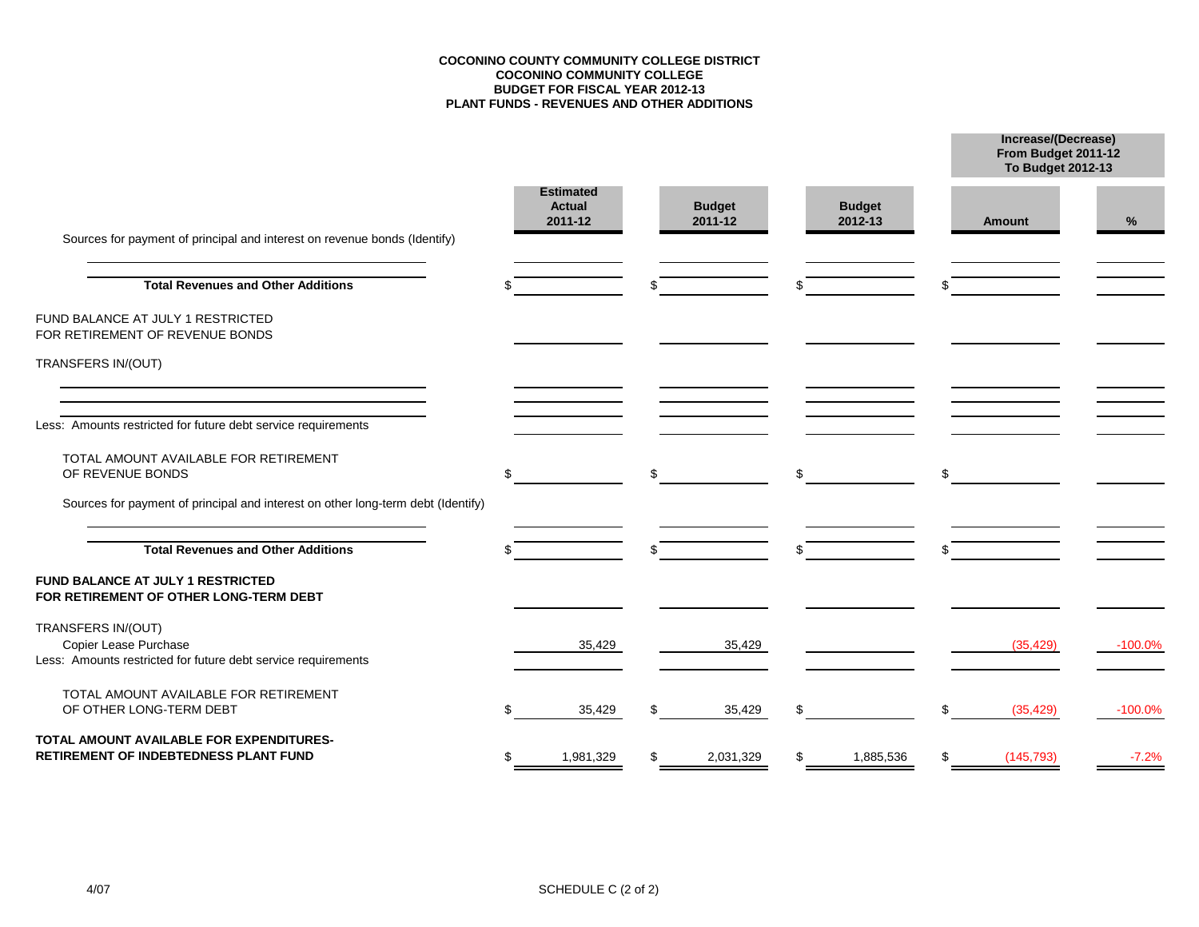**COCONINO COUNTY COMMUNITY COLLEGE DISTRICT**
**COCONINO COMMUNITY COLLEGE**
**BUDGET FOR FISCAL YEAR 2012-13**
**PLANT FUNDS - REVENUES AND OTHER ADDITIONS**

| | Estimated Actual 2011-12 | Budget 2011-12 | Budget 2012-13 | Increase/(Decrease) From Budget 2011-12 To Budget 2012-13 | |
|---|---|---|---|---|---|
| | | | | Amount | % |
| Sources for payment of principal and interest on revenue bonds (Identify) | | | | | |
| | | | | | |
| **Total Revenues and Other Additions** | $ | $ | $ | $ | |
| FUND BALANCE AT JULY 1 RESTRICTED FOR RETIREMENT OF REVENUE BONDS | | | | | |
| TRANSFERS IN/(OUT) | | | | | |
| | | | | | |
| | | | | | |
| Less: Amounts restricted for future debt service requirements | | | | | |
| TOTAL AMOUNT AVAILABLE FOR RETIREMENT OF REVENUE BONDS | $ | $ | $ | $ | |
| Sources for payment of principal and interest on other long-term debt (Identify) | | | | | |
| | | | | | |
| **Total Revenues and Other Additions** | $ | $ | $ | $ | |
| **FUND BALANCE AT JULY 1 RESTRICTED FOR RETIREMENT OF OTHER LONG-TERM DEBT** | | | | | |
| TRANSFERS IN/(OUT) | | | | | |
| Copier Lease Purchase | 35,429 | 35,429 | | (35,429) | -100.0% |
| Less: Amounts restricted for future debt service requirements | | | | | |
| TOTAL AMOUNT AVAILABLE FOR RETIREMENT OF OTHER LONG-TERM DEBT | $ 35,429 | $ 35,429 | $ | $ (35,429) | -100.0% |
| **TOTAL AMOUNT AVAILABLE FOR EXPENDITURES-RETIREMENT OF INDEBTEDNESS PLANT FUND** | $ 1,981,329 | $ 2,031,329 | $ 1,885,536 | $ (145,793) | -7.2% |

4/07

SCHEDULE C (2 of 2)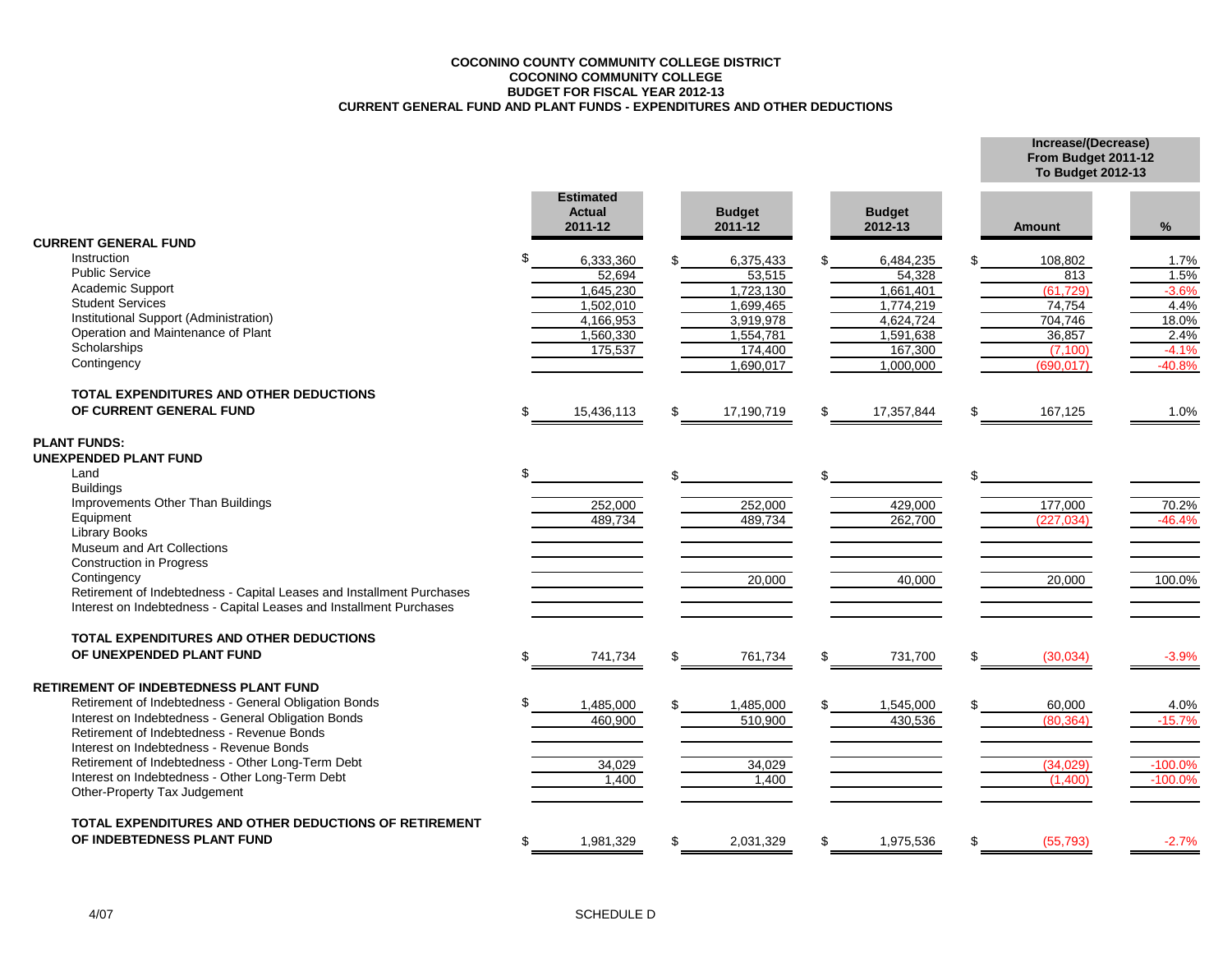**COCONINO COUNTY COMMUNITY COLLEGE DISTRICT**
**COCONINO COMMUNITY COLLEGE**
**BUDGET FOR FISCAL YEAR 2012-13**
**CURRENT GENERAL FUND AND PLANT FUNDS - EXPENDITURES AND OTHER DEDUCTIONS**

| | Estimated Actual 2011-12 | Budget 2011-12 | Budget 2012-13 | Increase/(Decrease) From Budget 2011-12 To Budget 2012-13 | |
|---|---|---|---|---|---|
| | | | | Amount | % |
| **CURRENT GENERAL FUND** | | | | | |
| Instruction | $ 6,333,360 | $ 6,375,433 | $ 6,484,235 | $ 108,802 | 1.7% |
| Public Service | 52,694 | 53,515 | 54,328 | 813 | 1.5% |
| Academic Support | 1,645,230 | 1,723,130 | 1,661,401 | (61,729) | -3.6% |
| Student Services | 1,502,010 | 1,699,465 | 1,774,219 | 74,754 | 4.4% |
| Institutional Support (Administration) | 4,166,953 | 3,919,978 | 4,624,724 | 704,746 | 18.0% |
| Operation and Maintenance of Plant | 1,560,330 | 1,554,781 | 1,591,638 | 36,857 | 2.4% |
| Scholarships | 175,537 | 174,400 | 167,300 | (7,100) | -4.1% |
| Contingency | | 1,690,017 | 1,000,000 | (690,017) | -40.8% |
| **TOTAL EXPENDITURES AND OTHER DEDUCTIONS OF CURRENT GENERAL FUND** | $ 15,436,113 | $ 17,190,719 | $ 17,357,844 | $ 167,125 | 1.0% |
| **PLANT FUNDS:** | | | | | |
| **UNEXPENDED PLANT FUND** | | | | | |
| Land | $ | $ | $ | $ | |
| Buildings | | | | | |
| Improvements Other Than Buildings | 252,000 | 252,000 | 429,000 | 177,000 | 70.2% |
| Equipment | 489,734 | 489,734 | 262,700 | (227,034) | -46.4% |
| Library Books | | | | | |
| Museum and Art Collections | | | | | |
| Construction in Progress | | | | | |
| Contingency | | 20,000 | 40,000 | 20,000 | 100.0% |
| Retirement of Indebtedness - Capital Leases and Installment Purchases | | | | | |
| Interest on Indebtedness - Capital Leases and Installment Purchases | | | | | |
| **TOTAL EXPENDITURES AND OTHER DEDUCTIONS OF UNEXPENDED PLANT FUND** | $ 741,734 | $ 761,734 | $ 731,700 | $ (30,034) | -3.9% |
| **RETIREMENT OF INDEBTEDNESS PLANT FUND** | | | | | |
| Retirement of Indebtedness - General Obligation Bonds | $ 1,485,000 | $ 1,485,000 | $ 1,545,000 | $ 60,000 | 4.0% |
| Interest on Indebtedness - General Obligation Bonds | 460,900 | 510,900 | 430,536 | (80,364) | -15.7% |
| Retirement of Indebtedness - Revenue Bonds | | | | | |
| Interest on Indebtedness - Revenue Bonds | | | | | |
| Retirement of Indebtedness - Other Long-Term Debt | 34,029 | 34,029 | | (34,029) | -100.0% |
| Interest on Indebtedness - Other Long-Term Debt | 1,400 | 1,400 | | (1,400) | -100.0% |
| Other-Property Tax Judgement | | | | | |
| **TOTAL EXPENDITURES AND OTHER DEDUCTIONS OF RETIREMENT OF INDEBTEDNESS PLANT FUND** | $ 1,981,329 | $ 2,031,329 | $ 1,975,536 | $ (55,793) | -2.7% |

4/07

SCHEDULE D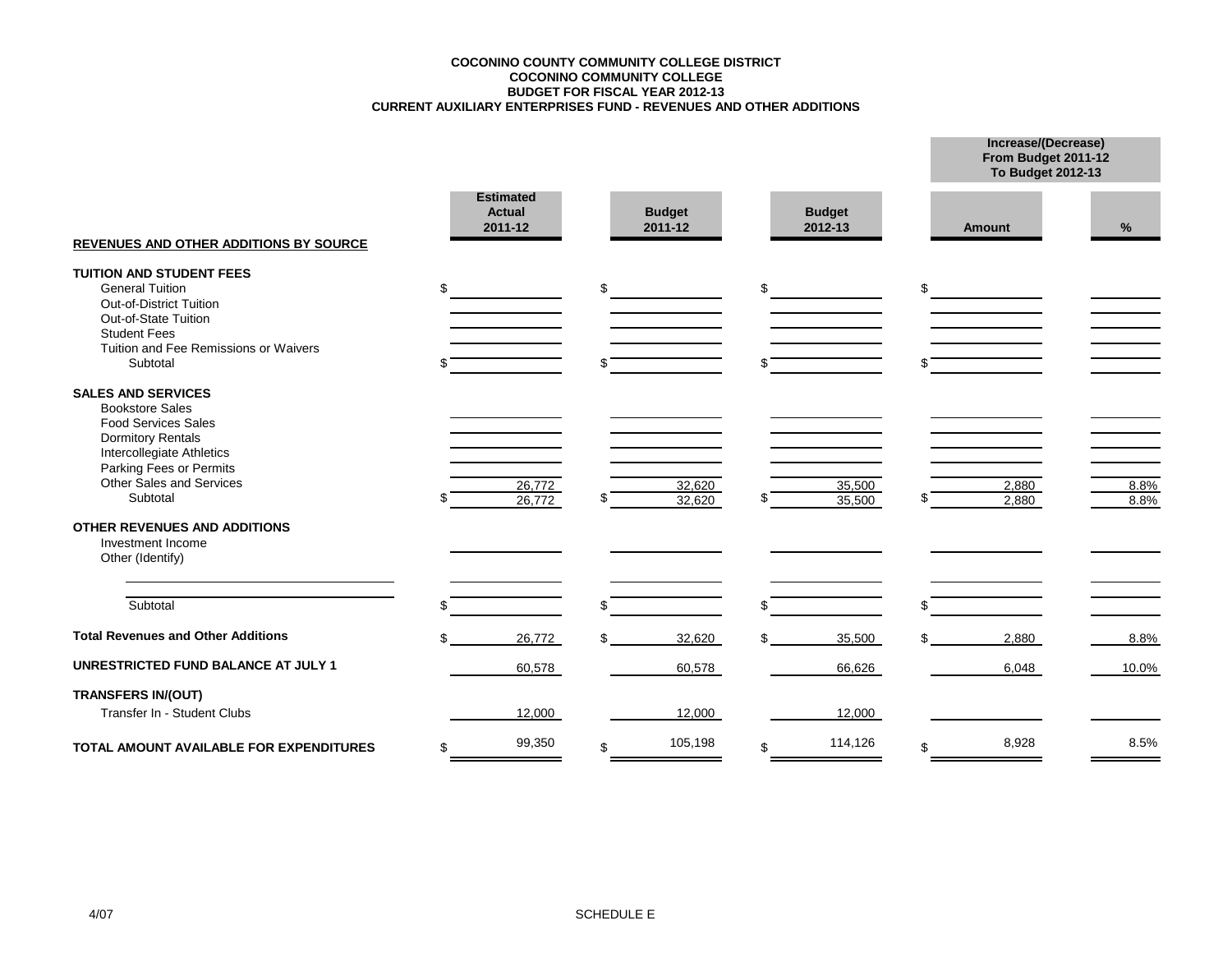**COCONINO COUNTY COMMUNITY COLLEGE DISTRICT**
**COCONINO COMMUNITY COLLEGE**
**BUDGET FOR FISCAL YEAR 2012-13**
**CURRENT AUXILIARY ENTERPRISES FUND - REVENUES AND OTHER ADDITIONS**

| | Estimated Actual 2011-12 | Budget 2011-12 | Budget 2012-13 | Increase/(Decrease) From Budget 2011-12 To Budget 2012-13 Amount | % |
|---|---|---|---|---|---|
| **REVENUES AND OTHER ADDITIONS BY SOURCE** | | | | | |
| **TUITION AND STUDENT FEES** | | | | | |
| General Tuition | $ | $ | $ | $ | |
| Out-of-District Tuition | | | | | |
| Out-of-State Tuition | | | | | |
| Student Fees | | | | | |
| Tuition and Fee Remissions or Waivers | | | | | |
| Subtotal | $ | $ | $ | $ | |
| **SALES AND SERVICES** | | | | | |
| Bookstore Sales | | | | | |
| Food Services Sales | | | | | |
| Dormitory Rentals | | | | | |
| Intercollegiate Athletics | | | | | |
| Parking Fees or Permits | | | | | |
| Other Sales and Services | 26,772 | 32,620 | 35,500 | 2,880 | 8.8% |
| Subtotal | $ 26,772 | $ 32,620 | $ 35,500 | $ 2,880 | 8.8% |
| **OTHER REVENUES AND ADDITIONS** | | | | | |
| Investment Income | | | | | |
| Other (Identify) | | | | | |
| | | | | | |
| | | | | | |
| Subtotal | $ | $ | $ | $ | |
| **Total Revenues and Other Additions** | $ 26,772 | $ 32,620 | $ 35,500 | $ 2,880 | 8.8% |
| **UNRESTRICTED FUND BALANCE AT JULY 1** | 60,578 | 60,578 | 66,626 | 6,048 | 10.0% |
| **TRANSFERS IN/(OUT)** | | | | | |
| Transfer In - Student Clubs | 12,000 | 12,000 | 12,000 | | |
| **TOTAL AMOUNT AVAILABLE FOR EXPENDITURES** | $ 99,350 | $ 105,198 | $ 114,126 | $ 8,928 | 8.5% |

4/07

SCHEDULE E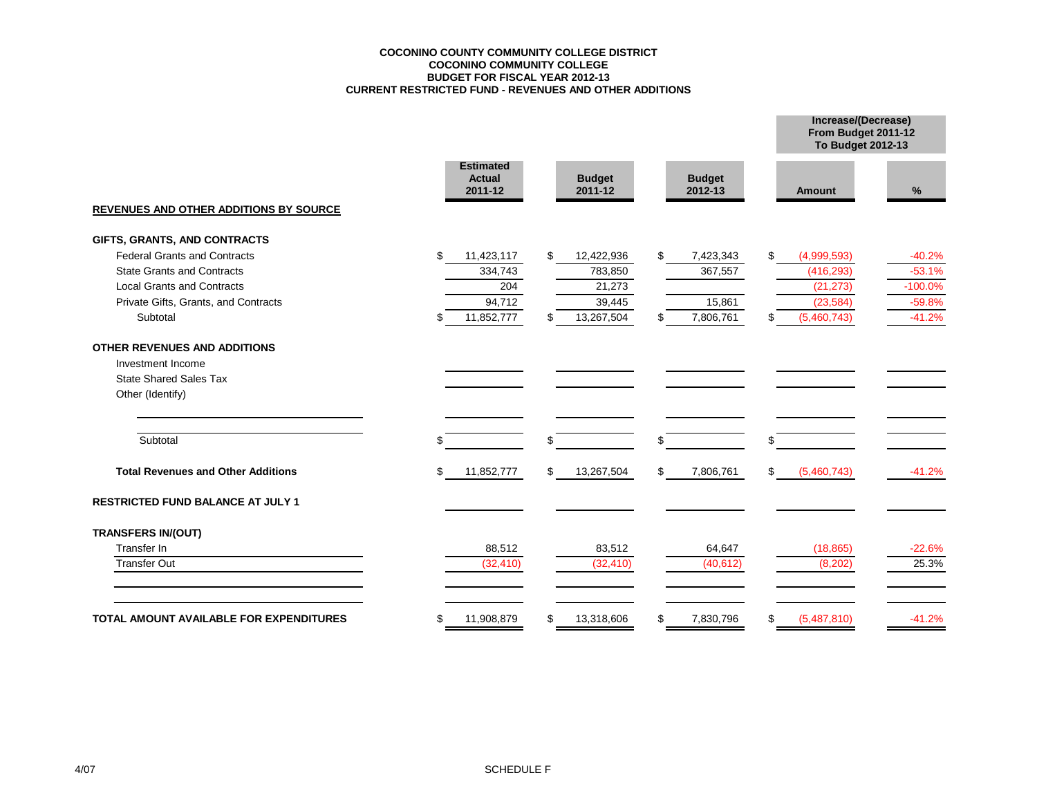**COCONINO COUNTY COMMUNITY COLLEGE DISTRICT**
**COCONINO COMMUNITY COLLEGE**
**BUDGET FOR FISCAL YEAR 2012-13**
**CURRENT RESTRICTED FUND - REVENUES AND OTHER ADDITIONS**

| | Estimated Actual 2011-12 | Budget 2011-12 | Budget 2012-13 | Increase/(Decrease) From Budget 2011-12 To Budget 2012-13 | |
|---|---|---|---|---|---|
| | | | | Amount | % |
| **REVENUES AND OTHER ADDITIONS BY SOURCE** | | | | | |
| **GIFTS, GRANTS, AND CONTRACTS** | | | | | |
| Federal Grants and Contracts | $ 11,423,117 | $ 12,422,936 | $ 7,423,343 | $ (4,999,593) | -40.2% |
| State Grants and Contracts | 334,743 | 783,850 | 367,557 | (416,293) | -53.1% |
| Local Grants and Contracts | 204 | 21,273 | | (21,273) | -100.0% |
| Private Gifts, Grants, and Contracts | 94,712 | 39,445 | 15,861 | (23,584) | -59.8% |
| Subtotal | $ 11,852,777 | $ 13,267,504 | $ 7,806,761 | $ (5,460,743) | -41.2% |
| **OTHER REVENUES AND ADDITIONS** | | | | | |
| Investment Income | | | | | |
| State Shared Sales Tax | | | | | |
| Other (Identify) | | | | | |
| | | | | | |
| Subtotal | $ | $ | $ | $ | |
| **Total Revenues and Other Additions** | $ 11,852,777 | $ 13,267,504 | $ 7,806,761 | $ (5,460,743) | -41.2% |
| **RESTRICTED FUND BALANCE AT JULY 1** | | | | | |
| **TRANSFERS IN/(OUT)** | | | | | |
| Transfer In | 88,512 | 83,512 | 64,647 | (18,865) | -22.6% |
| Transfer Out | (32,410) | (32,410) | (40,612) | (8,202) | 25.3% |
| | | | | | |
| **TOTAL AMOUNT AVAILABLE FOR EXPENDITURES** | $ 11,908,879 | $ 13,318,606 | $ 7,830,796 | $ (5,487,810) | -41.2% |

4/07

SCHEDULE F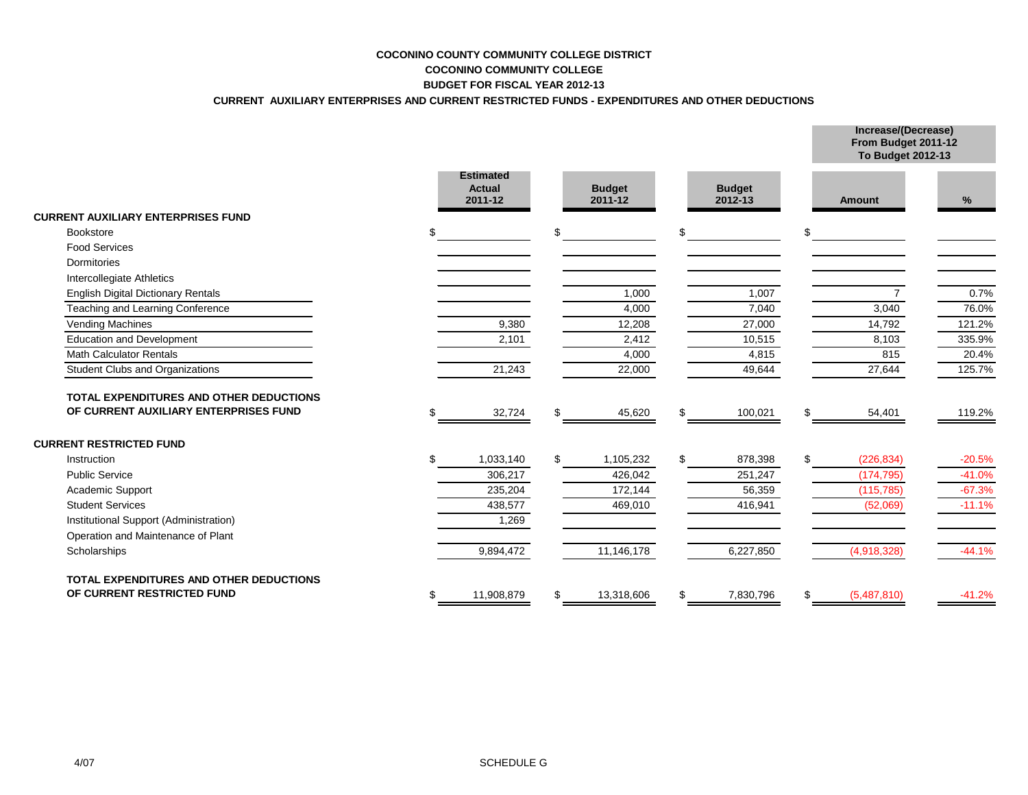**COCONINO COUNTY COMMUNITY COLLEGE DISTRICT**

**COCONINO COMMUNITY COLLEGE**

**BUDGET FOR FISCAL YEAR 2012-13**

**CURRENT AUXILIARY ENTERPRISES AND CURRENT RESTRICTED FUNDS - EXPENDITURES AND OTHER DEDUCTIONS**

| | Estimated Actual 2011-12 | Budget 2011-12 | Budget 2012-13 | Increase/(Decrease) From Budget 2011-12 To Budget 2012-13 Amount | % |
|---|---|---|---|---|---|
| **CURRENT AUXILIARY ENTERPRISES FUND** | | | | | |
| Bookstore | $ | $ | $ | $ | |
| Food Services | | | | | |
| Dormitories | | | | | |
| Intercollegiate Athletics | | | | | |
| English Digital Dictionary Rentals | | 1,000 | 1,007 | 7 | 0.7% |
| Teaching and Learning Conference | | 4,000 | 7,040 | 3,040 | 76.0% |
| Vending Machines | 9,380 | 12,208 | 27,000 | 14,792 | 121.2% |
| Education and Development | 2,101 | 2,412 | 10,515 | 8,103 | 335.9% |
| Math Calculator Rentals | | 4,000 | 4,815 | 815 | 20.4% |
| Student Clubs and Organizations | 21,243 | 22,000 | 49,644 | 27,644 | 125.7% |
| **TOTAL EXPENDITURES AND OTHER DEDUCTIONS OF CURRENT AUXILIARY ENTERPRISES FUND** | $ 32,724 | $ 45,620 | $ 100,021 | $ 54,401 | 119.2% |
| **CURRENT RESTRICTED FUND** | | | | | |
| Instruction | $ 1,033,140 | $ 1,105,232 | $ 878,398 | $ (226,834) | -20.5% |
| Public Service | 306,217 | 426,042 | 251,247 | (174,795) | -41.0% |
| Academic Support | 235,204 | 172,144 | 56,359 | (115,785) | -67.3% |
| Student Services | 438,577 | 469,010 | 416,941 | (52,069) | -11.1% |
| Institutional Support (Administration) | 1,269 | | | | |
| Operation and Maintenance of Plant | | | | | |
| Scholarships | 9,894,472 | 11,146,178 | 6,227,850 | (4,918,328) | -44.1% |
| **TOTAL EXPENDITURES AND OTHER DEDUCTIONS OF CURRENT RESTRICTED FUND** | $ 11,908,879 | $ 13,318,606 | $ 7,830,796 | $ (5,487,810) | -41.2% |

4/07 SCHEDULE G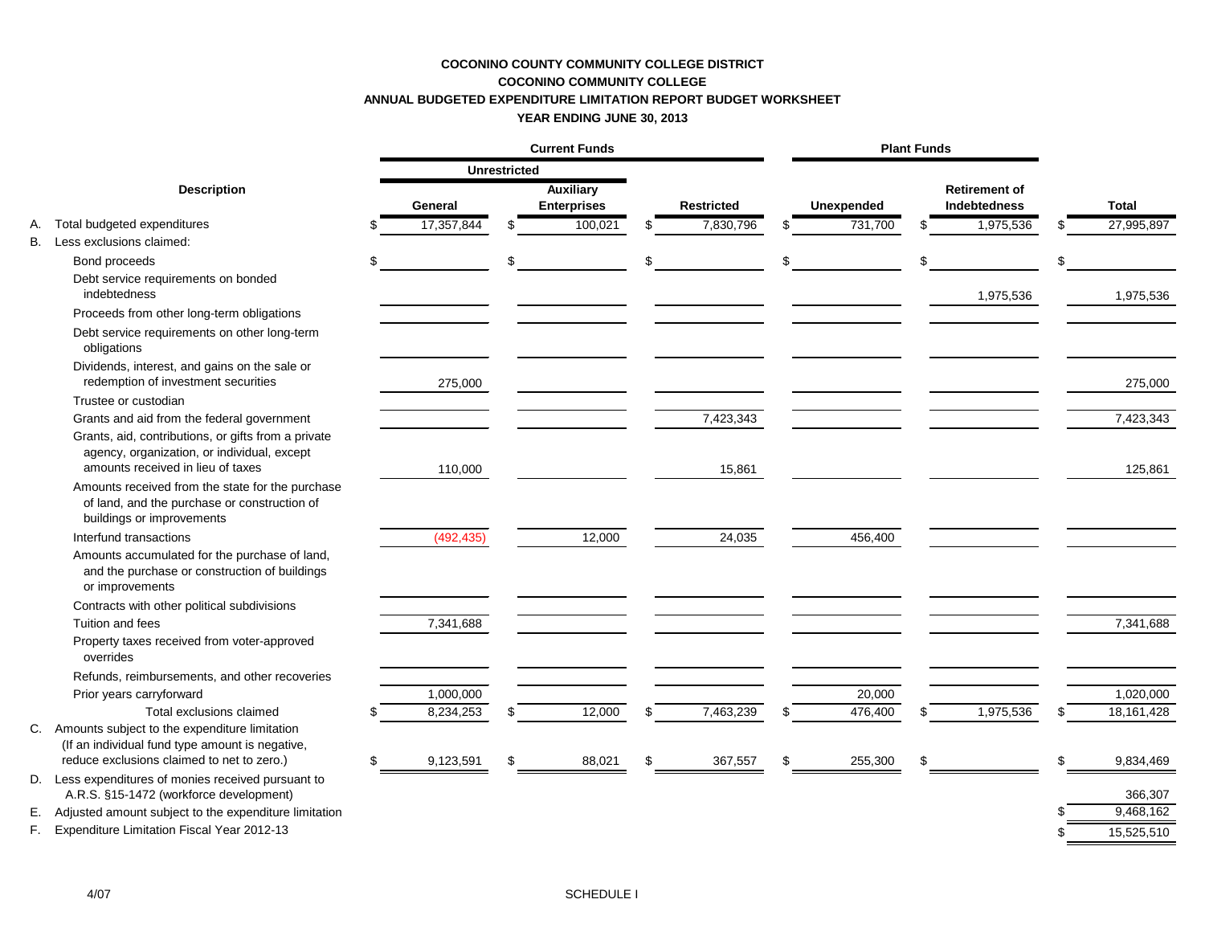**COCONINO COUNTY COMMUNITY COLLEGE DISTRICT**

**COCONINO COMMUNITY COLLEGE**

**ANNUAL BUDGETED EXPENDITURE LIMITATION REPORT BUDGET WORKSHEET**

**YEAR ENDING JUNE 30, 2013**

| | Current Funds | | | Plant Funds | | |
|---|---|---|---|---|---|---|
| | Unrestricted | | | | | |
| Description | General | Auxiliary Enterprises | Restricted | Unexpended | Retirement of Indebtedness | Total |
| A. Total budgeted expenditures | $ 17,357,844 | $ 100,021 | $ 7,830,796 | $ 731,700 | $ 1,975,536 | $ 27,995,897 |
| B. Less exclusions claimed: | | | | | | |
| Bond proceeds | $ | $ | $ | $ | $ | $ |
| Debt service requirements on bonded indebtedness | | | | | 1,975,536 | 1,975,536 |
| Proceeds from other long-term obligations | | | | | | |
| Debt service requirements on other long-term obligations | | | | | | |
| Dividends, interest, and gains on the sale or redemption of investment securities | 275,000 | | | | | 275,000 |
| Trustee or custodian | | | | | | |
| Grants and aid from the federal government | | | 7,423,343 | | | 7,423,343 |
| Grants, aid, contributions, or gifts from a private agency, organization, or individual, except amounts received in lieu of taxes | 110,000 | | 15,861 | | | 125,861 |
| Amounts received from the state for the purchase of land, and the purchase or construction of buildings or improvements | | | | | | |
| Interfund transactions | (492,435) | 12,000 | 24,035 | 456,400 | | |
| Amounts accumulated for the purchase of land, and the purchase or construction of buildings or improvements | | | | | | |
| Contracts with other political subdivisions | | | | | | |
| Tuition and fees | 7,341,688 | | | | | 7,341,688 |
| Property taxes received from voter-approved overrides | | | | | | |
| Refunds, reimbursements, and other recoveries | | | | | | |
| Prior years carryforward | 1,000,000 | | | 20,000 | | 1,020,000 |
| Total exclusions claimed | $ 8,234,253 | $ 12,000 | $ 7,463,239 | $ 476,400 | $ 1,975,536 | $ 18,161,428 |
| C. Amounts subject to the expenditure limitation (If an individual fund type amount is negative, reduce exclusions claimed to net to zero.) | $ 9,123,591 | $ 88,021 | $ 367,557 | $ 255,300 | $ | $ 9,834,469 |
| D. Less expenditures of monies received pursuant to A.R.S. §15-1472 (workforce development) | | | | | | 366,307 |
| E. Adjusted amount subject to the expenditure limitation | | | | | | $ 9,468,162 |
| F. Expenditure Limitation Fiscal Year 2012-13 | | | | | | $ 15,525,510 |

4/07

SCHEDULE I